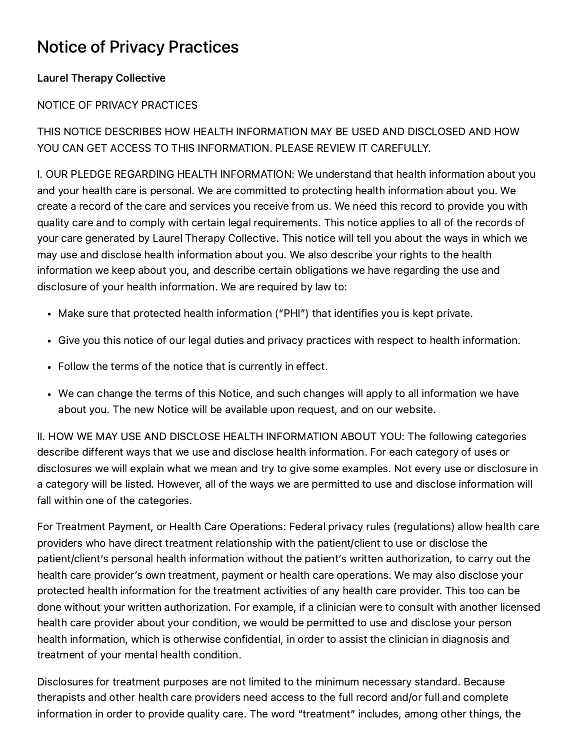# Notice of Privacy Practices

**Laurel Therapy Collective**

NOTICE OF PRIVACY PRACTICES

THIS NOTICE DESCRIBES HOW HEALTH INFORMATION MAY BE USED AND DISCLOSED AND HOW YOU CAN GET ACCESS TO THIS INFORMATION. PLEASE REVIEW IT CAREFULLY.

I. OUR PLEDGE REGARDING HEALTH INFORMATION: We understand that health information about you and your health care is personal. We are committed to protecting health information about you. We create a record of the care and services you receive from us. We need this record to provide you with quality care and to comply with certain legal requirements. This notice applies to all of the records of your care generated by Laurel Therapy Collective. This notice will tell you about the ways in which we may use and disclose health information about you. We also describe your rights to the health information we keep about you, and describe certain obligations we have regarding the use and disclosure of your health information. We are required by law to:

- Make sure that protected health information ("PHI") that identifies you is kept private.
- Give you this notice of our legal duties and privacy practices with respect to health information.
- Follow the terms of the notice that is currently in effect.
- We can change the terms of this Notice, and such changes will apply to all information we have about you. The new Notice will be available upon request, and on our website.

II. HOW WE MAY USE AND DISCLOSE HEALTH INFORMATION ABOUT YOU: The following categories describe different ways that we use and disclose health information. For each category of uses or disclosures we will explain what we mean and try to give some examples. Not every use or disclosure in a category will be listed. However, all of the ways we are permitted to use and disclose information will fall within one of the categories.

For Treatment Payment, or Health Care Operations: Federal privacy rules (regulations) allow health care providers who have direct treatment relationship with the patient/client to use or disclose the patient/client's personal health information without the patient's written authorization, to carry out the health care provider's own treatment, payment or health care operations. We may also disclose your protected health information for the treatment activities of any health care provider. This too can be done without your written authorization. For example, if a clinician were to consult with another licensed health care provider about your condition, we would be permitted to use and disclose your person health information, which is otherwise confidential, in order to assist the clinician in diagnosis and treatment of your mental health condition.

Disclosures for treatment purposes are not limited to the minimum necessary standard. Because therapists and other health care providers need access to the full record and/or full and complete information in order to provide quality care. The word "treatment" includes, among other things, the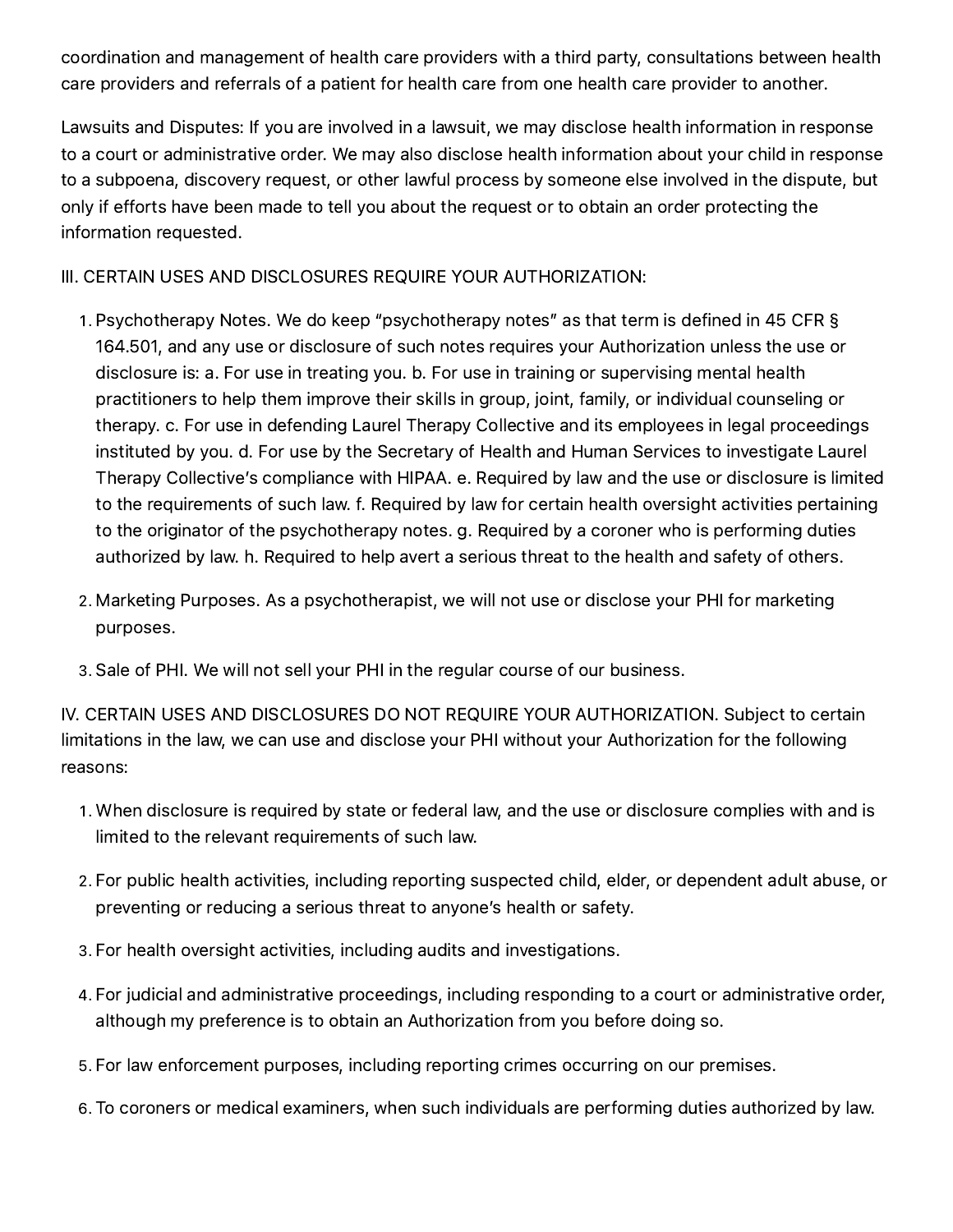coordination and management of health care providers with a third party, consultations between health care providers and referrals of a patient for health care from one health care provider to another.

Lawsuits and Disputes: If you are involved in a lawsuit, we may disclose health information in response to a court or administrative order. We may also disclose health information about your child in response to a subpoena, discovery request, or other lawful process by someone else involved in the dispute, but only if efforts have been made to tell you about the request or to obtain an order protecting the information requested.

III. CERTAIN USES AND DISCLOSURES REQUIRE YOUR AUTHORIZATION:

1. Psychotherapy Notes. We do keep "psychotherapy notes" as that term is defined in 45 CFR § 164.501, and any use or disclosure of such notes requires your Authorization unless the use or disclosure is: a. For use in treating you. b. For use in training or supervising mental health practitioners to help them improve their skills in group, joint, family, or individual counseling or therapy. c. For use in defending Laurel Therapy Collective and its employees in legal proceedings instituted by you. d. For use by the Secretary of Health and Human Services to investigate Laurel Therapy Collective's compliance with HIPAA. e. Required by law and the use or disclosure is limited to the requirements of such law. f. Required by law for certain health oversight activities pertaining to the originator of the psychotherapy notes. g. Required by a coroner who is performing duties authorized by law. h. Required to help avert a serious threat to the health and safety of others.
2. Marketing Purposes. As a psychotherapist, we will not use or disclose your PHI for marketing purposes.
3. Sale of PHI. We will not sell your PHI in the regular course of our business.

IV. CERTAIN USES AND DISCLOSURES DO NOT REQUIRE YOUR AUTHORIZATION. Subject to certain limitations in the law, we can use and disclose your PHI without your Authorization for the following reasons:

1. When disclosure is required by state or federal law, and the use or disclosure complies with and is limited to the relevant requirements of such law.
2. For public health activities, including reporting suspected child, elder, or dependent adult abuse, or preventing or reducing a serious threat to anyone's health or safety.
3. For health oversight activities, including audits and investigations.
4. For judicial and administrative proceedings, including responding to a court or administrative order, although my preference is to obtain an Authorization from you before doing so.
5. For law enforcement purposes, including reporting crimes occurring on our premises.
6. To coroners or medical examiners, when such individuals are performing duties authorized by law.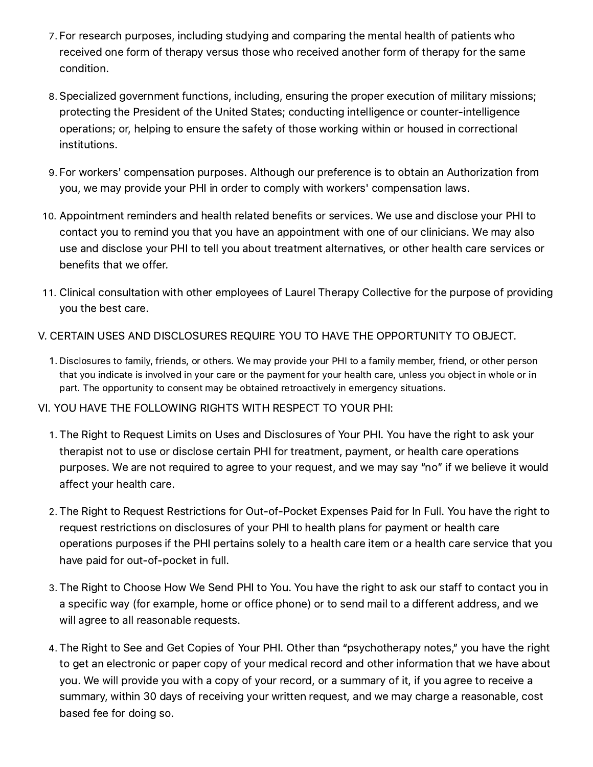7. For research purposes, including studying and comparing the mental health of patients who received one form of therapy versus those who received another form of therapy for the same condition.

8. Specialized government functions, including, ensuring the proper execution of military missions; protecting the President of the United States; conducting intelligence or counter-intelligence operations; or, helping to ensure the safety of those working within or housed in correctional institutions.

9. For workers' compensation purposes. Although our preference is to obtain an Authorization from you, we may provide your PHI in order to comply with workers' compensation laws.

10. Appointment reminders and health related benefits or services. We use and disclose your PHI to contact you to remind you that you have an appointment with one of our clinicians. We may also use and disclose your PHI to tell you about treatment alternatives, or other health care services or benefits that we offer.

11. Clinical consultation with other employees of Laurel Therapy Collective for the purpose of providing you the best care.

V. CERTAIN USES AND DISCLOSURES REQUIRE YOU TO HAVE THE OPPORTUNITY TO OBJECT.

1. Disclosures to family, friends, or others. We may provide your PHI to a family member, friend, or other person that you indicate is involved in your care or the payment for your health care, unless you object in whole or in part. The opportunity to consent may be obtained retroactively in emergency situations.

VI. YOU HAVE THE FOLLOWING RIGHTS WITH RESPECT TO YOUR PHI:

1. The Right to Request Limits on Uses and Disclosures of Your PHI. You have the right to ask your therapist not to use or disclose certain PHI for treatment, payment, or health care operations purposes. We are not required to agree to your request, and we may say "no" if we believe it would affect your health care.

2. The Right to Request Restrictions for Out-of-Pocket Expenses Paid for In Full. You have the right to request restrictions on disclosures of your PHI to health plans for payment or health care operations purposes if the PHI pertains solely to a health care item or a health care service that you have paid for out-of-pocket in full.

3. The Right to Choose How We Send PHI to You. You have the right to ask our staff to contact you in a specific way (for example, home or office phone) or to send mail to a different address, and we will agree to all reasonable requests.

4. The Right to See and Get Copies of Your PHI. Other than "psychotherapy notes," you have the right to get an electronic or paper copy of your medical record and other information that we have about you. We will provide you with a copy of your record, or a summary of it, if you agree to receive a summary, within 30 days of receiving your written request, and we may charge a reasonable, cost based fee for doing so.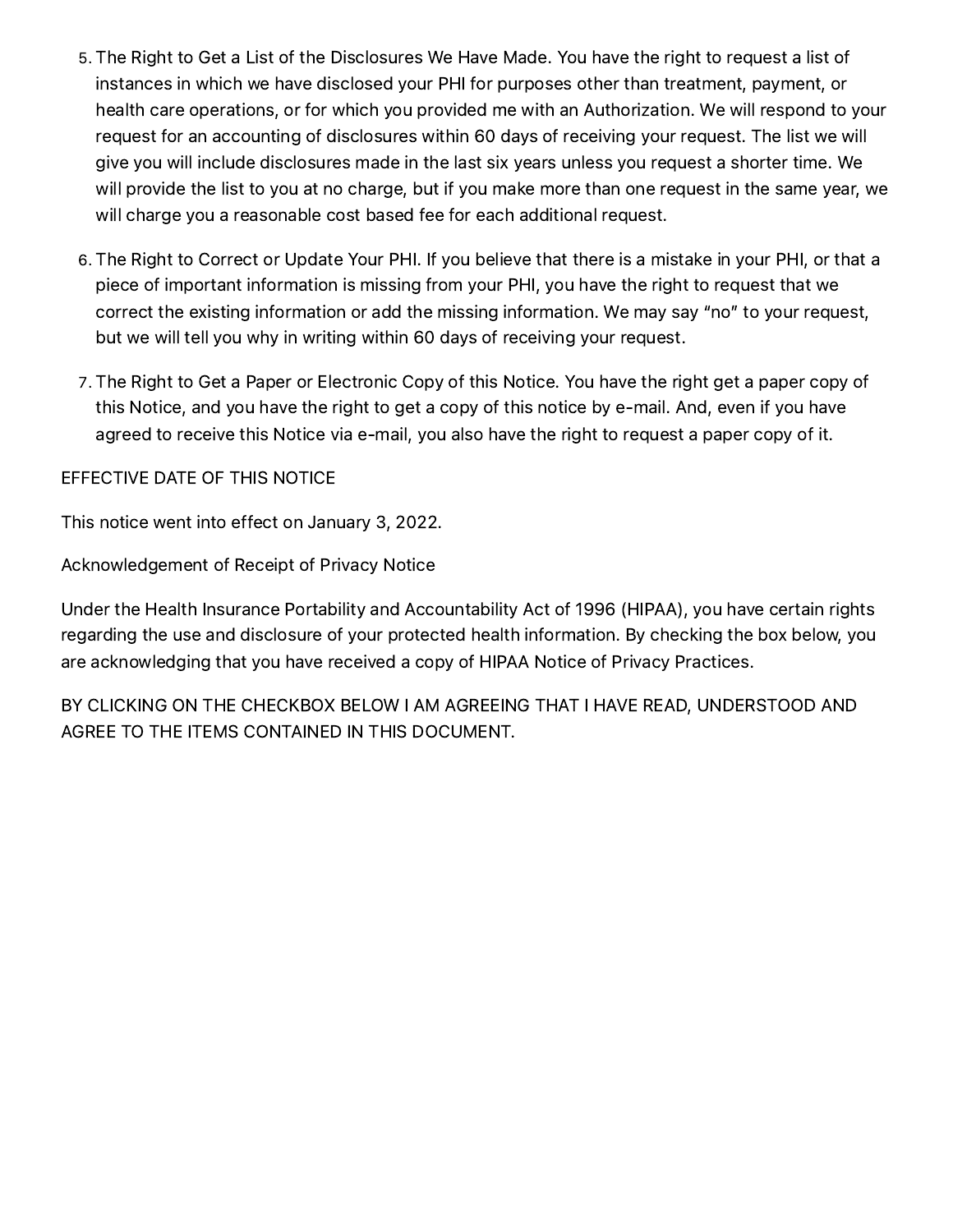5. The Right to Get a List of the Disclosures We Have Made. You have the right to request a list of instances in which we have disclosed your PHI for purposes other than treatment, payment, or health care operations, or for which you provided me with an Authorization. We will respond to your request for an accounting of disclosures within 60 days of receiving your request. The list we will give you will include disclosures made in the last six years unless you request a shorter time. We will provide the list to you at no charge, but if you make more than one request in the same year, we will charge you a reasonable cost based fee for each additional request.

6. The Right to Correct or Update Your PHI. If you believe that there is a mistake in your PHI, or that a piece of important information is missing from your PHI, you have the right to request that we correct the existing information or add the missing information. We may say "no" to your request, but we will tell you why in writing within 60 days of receiving your request.

7. The Right to Get a Paper or Electronic Copy of this Notice. You have the right get a paper copy of this Notice, and you have the right to get a copy of this notice by e-mail. And, even if you have agreed to receive this Notice via e-mail, you also have the right to request a paper copy of it.

EFFECTIVE DATE OF THIS NOTICE

This notice went into effect on January 3, 2022.

Acknowledgement of Receipt of Privacy Notice

Under the Health Insurance Portability and Accountability Act of 1996 (HIPAA), you have certain rights regarding the use and disclosure of your protected health information. By checking the box below, you are acknowledging that you have received a copy of HIPAA Notice of Privacy Practices.

BY CLICKING ON THE CHECKBOX BELOW I AM AGREEING THAT I HAVE READ, UNDERSTOOD AND AGREE TO THE ITEMS CONTAINED IN THIS DOCUMENT.